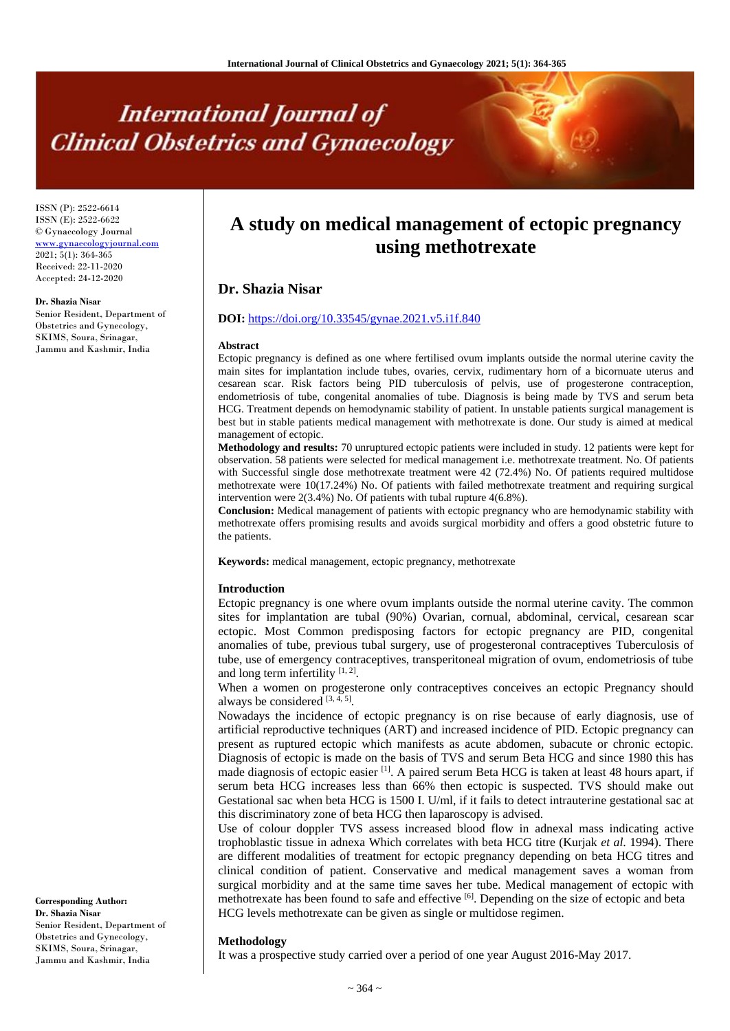# International Journal of Clinical Obstetrics and Gynaecology

ISSN (P): 2522-6614
ISSN (E): 2522-6622
© Gynaecology Journal
www.gynaecologyjournal.com
2021; 5(1): 364-365
Received: 22-11-2020
Accepted: 24-12-2020

**Dr. Shazia Nisar**
Senior Resident, Department of Obstetrics and Gynecology, SKIMS, Soura, Srinagar, Jammu and Kashmir, India

# A study on medical management of ectopic pregnancy using methotrexate

## Dr. Shazia Nisar

**DOI:** https://doi.org/10.33545/gynae.2021.v5.i1f.840

### Abstract

Ectopic pregnancy is defined as one where fertilised ovum implants outside the normal uterine cavity the main sites for implantation include tubes, ovaries, cervix, rudimentary horn of a bicornuate uterus and cesarean scar. Risk factors being PID tuberculosis of pelvis, use of progesterone contraception, endometriosis of tube, congenital anomalies of tube. Diagnosis is being made by TVS and serum beta HCG. Treatment depends on hemodynamic stability of patient. In unstable patients surgical management is best but in stable patients medical management with methotrexate is done. Our study is aimed at medical management of ectopic.

**Methodology and results:** 70 unruptured ectopic patients were included in study. 12 patients were kept for observation. 58 patients were selected for medical management i.e. methotrexate treatment. No. Of patients with Successful single dose methotrexate treatment were 42 (72.4%) No. Of patients required multidose methotrexate were 10(17.24%) No. Of patients with failed methotrexate treatment and requiring surgical intervention were 2(3.4%) No. Of patients with tubal rupture 4(6.8%).

**Conclusion:** Medical management of patients with ectopic pregnancy who are hemodynamic stability with methotrexate offers promising results and avoids surgical morbidity and offers a good obstetric future to the patients.

**Keywords:** medical management, ectopic pregnancy, methotrexate

### Introduction

Ectopic pregnancy is one where ovum implants outside the normal uterine cavity. The common sites for implantation are tubal (90%) Ovarian, cornual, abdominal, cervical, cesarean scar ectopic. Most Common predisposing factors for ectopic pregnancy are PID, congenital anomalies of tube, previous tubal surgery, use of progesteronal contraceptives Tuberculosis of tube, use of emergency contraceptives, transperitoneal migration of ovum, endometriosis of tube and long term infertility [1, 2].

When a women on progesterone only contraceptives conceives an ectopic Pregnancy should always be considered [3, 4, 5].

Nowadays the incidence of ectopic pregnancy is on rise because of early diagnosis, use of artificial reproductive techniques (ART) and increased incidence of PID. Ectopic pregnancy can present as ruptured ectopic which manifests as acute abdomen, subacute or chronic ectopic. Diagnosis of ectopic is made on the basis of TVS and serum Beta HCG and since 1980 this has made diagnosis of ectopic easier [1]. A paired serum Beta HCG is taken at least 48 hours apart, if serum beta HCG increases less than 66% then ectopic is suspected. TVS should make out Gestational sac when beta HCG is 1500 I. U/ml, if it fails to detect intrauterine gestational sac at this discriminatory zone of beta HCG then laparoscopy is advised.

Use of colour doppler TVS assess increased blood flow in adnexal mass indicating active trophoblastic tissue in adnexa Which correlates with beta HCG titre (Kurjak *et al.* 1994). There are different modalities of treatment for ectopic pregnancy depending on beta HCG titres and clinical condition of patient. Conservative and medical management saves a woman from surgical morbidity and at the same time saves her tube. Medical management of ectopic with methotrexate has been found to safe and effective [6]. Depending on the size of ectopic and beta HCG levels methotrexate can be given as single or multidose regimen.

### Methodology

It was a prospective study carried over a period of one year August 2016-May 2017.

**Corresponding Author:**
**Dr. Shazia Nisar**
Senior Resident, Department of Obstetrics and Gynecology, SKIMS, Soura, Srinagar, Jammu and Kashmir, India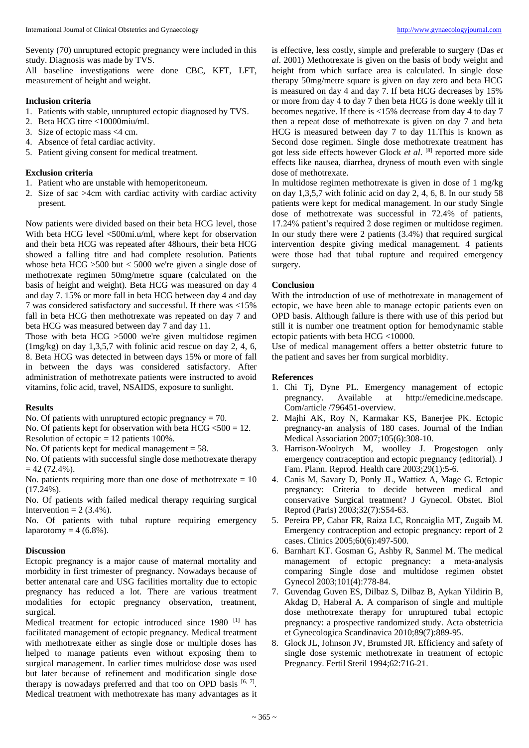Seventy (70) unruptured ectopic pregnancy were included in this study. Diagnosis was made by TVS.

All baseline investigations were done CBC, KFT, LFT, measurement of height and weight.

### Inclusion criteria

1. Patients with stable, unruptured ectopic diagnosed by TVS.
2. Beta HCG titre <10000miu/ml.
3. Size of ectopic mass <4 cm.
4. Absence of fetal cardiac activity.
5. Patient giving consent for medical treatment.

### Exclusion criteria

1. Patient who are unstable with hemoperitoneum.
2. Size of sac >4cm with cardiac activity with cardiac activity present.

Now patients were divided based on their beta HCG level, those With beta HCG level <500mi.u/ml, where kept for observation and their beta HCG was repeated after 48hours, their beta HCG showed a falling titre and had complete resolution. Patients whose beta HCG >500 but < 5000 we're given a single dose of methotrexate regimen 50mg/metre square (calculated on the basis of height and weight). Beta HCG was measured on day 4 and day 7. 15% or more fall in beta HCG between day 4 and day 7 was considered satisfactory and successful. If there was <15% fall in beta HCG then methotrexate was repeated on day 7 and beta HCG was measured between day 7 and day 11.

Those with beta HCG >5000 we're given multidose regimen (1mg/kg) on day 1,3,5,7 with folinic acid rescue on day 2, 4, 6, 8. Beta HCG was detected in between days 15% or more of fall in between the days was considered satisfactory. After administration of methotrexate patients were instructed to avoid vitamins, folic acid, travel, NSAIDS, exposure to sunlight.

### Results

No. Of patients with unruptured ectopic pregnancy = 70.

No. Of patients kept for observation with beta HCG <500 = 12.

Resolution of ectopic = 12 patients 100%.

No. Of patients kept for medical management = 58.

No. Of patients with successful single dose methotrexate therapy = 42 (72.4%).

No. patients requiring more than one dose of methotrexate = 10 (17.24%).

No. Of patients with failed medical therapy requiring surgical Intervention = 2 (3.4%).

No. Of patients with tubal rupture requiring emergency laparotomy = 4 (6.8%).

### Discussion

Ectopic pregnancy is a major cause of maternal mortality and morbidity in first trimester of pregnancy. Nowadays because of better antenatal care and USG facilities mortality due to ectopic pregnancy has reduced a lot. There are various treatment modalities for ectopic pregnancy observation, treatment, surgical.

Medical treatment for ectopic introduced since 1980 [1] has facilitated management of ectopic pregnancy. Medical treatment with methotrexate either as single dose or multiple doses has helped to manage patients even without exposing them to surgical management. In earlier times multidose dose was used but later because of refinement and modification single dose therapy is nowadays preferred and that too on OPD basis [6, 7]. Medical treatment with methotrexate has many advantages as it is effective, less costly, simple and preferable to surgery (Das *et al*. 2001) Methotrexate is given on the basis of body weight and height from which surface area is calculated. In single dose therapy 50mg/metre square is given on day zero and beta HCG is measured on day 4 and day 7. If beta HCG decreases by 15% or more from day 4 to day 7 then beta HCG is done weekly till it becomes negative. If there is <15% decrease from day 4 to day 7 then a repeat dose of methotrexate is given on day 7 and beta HCG is measured between day 7 to day 11.This is known as Second dose regimen. Single dose methotrexate treatment has got less side effects however Glock *et al*. [8] reported more side effects like nausea, diarrhea, dryness of mouth even with single dose of methotrexate.

In multidose regimen methotrexate is given in dose of 1 mg/kg on day 1,3,5,7 with folinic acid on day 2, 4, 6, 8. In our study 58 patients were kept for medical management. In our study Single dose of methotrexate was successful in 72.4% of patients, 17.24% patient's required 2 dose regimen or multidose regimen. In our study there were 2 patients (3.4%) that required surgical intervention despite giving medical management. 4 patients were those had that tubal rupture and required emergency surgery.

### Conclusion

With the introduction of use of methotrexate in management of ectopic, we have been able to manage ectopic patients even on OPD basis. Although failure is there with use of this period but still it is number one treatment option for hemodynamic stable ectopic patients with beta HCG <10000.

Use of medical management offers a better obstetric future to the patient and saves her from surgical morbidity.

### References

1. Chi Tj, Dyne PL. Emergency management of ectopic pregnancy. Available at http://emedicine.medscape. Com/article /796451-overview.
2. Majhi AK, Roy N, Karmakar KS, Banerjee PK. Ectopic pregnancy-an analysis of 180 cases. Journal of the Indian Medical Association 2007;105(6):308-10.
3. Harrison-Woolrych M, woolley J. Progestogen only emergency contraception and ectopic pregnancy (editorial). J Fam. Plann. Reprod. Health care 2003;29(1):5-6.
4. Canis M, Savary D, Ponly JL, Wattiez A, Mage G. Ectopic pregnancy: Criteria to decide between medical and conservative Surgical treatment? J Gynecol. Obstet. Biol Reprod (Paris) 2003;32(7):S54-63.
5. Pereira PP, Cabar FR, Raiza LC, Roncaiglia MT, Zugaib M. Emergency contraception and ectopic pregnancy: report of 2 cases. Clinics 2005;60(6):497-500.
6. Barnhart KT. Gosman G, Ashby R, Sanmel M. The medical management of ectopic pregnancy: a meta-analysis comparing Single dose and multidose regimen obstet Gynecol 2003;101(4):778-84.
7. Guvendag Guven ES, Dilbaz S, Dilbaz B, Aykan Yildirin B, Akdag D, Haberal A. A comparison of single and multiple dose methotrexate therapy for unruptured tubal ectopic pregnancy: a prospective randomized study. Acta obstetricia et Gynecologica Scandinavica 2010;89(7):889-95.
8. Glock JL, Johnson JV, Brumsted JR. Efficiency and safety of single dose systemic methotrexate in treatment of ectopic Pregnancy. Fertil Steril 1994;62:716-21.